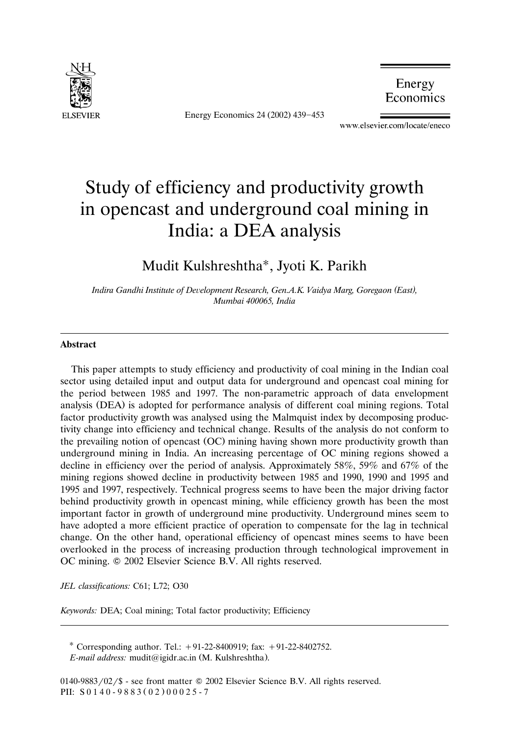# Study of efficiency and productivity growth in opencast and underground coal mining in India: a DEA analysis

Mudit Kulshreshtha*, Jyoti K. Parikh

*Indira Gandhi Institute of Development Research, Gen.A.K. Vaidya Marg, Goregaon (East), Mumbai 400065, India*

---

## Abstract

This paper attempts to study efficiency and productivity of coal mining in the Indian coal sector using detailed input and output data for underground and opencast coal mining for the period between 1985 and 1997. The non-parametric approach of data envelopment analysis (DEA) is adopted for performance analysis of different coal mining regions. Total factor productivity growth was analysed using the Malmquist index by decomposing productivity change into efficiency and technical change. Results of the analysis do not conform to the prevailing notion of opencast (OC) mining having shown more productivity growth than underground mining in India. An increasing percentage of OC mining regions showed a decline in efficiency over the period of analysis. Approximately 58%, 59% and 67% of the mining regions showed decline in productivity between 1985 and 1990, 1990 and 1995 and 1995 and 1997, respectively. Technical progress seems to have been the major driving factor behind productivity growth in opencast mining, while efficiency growth has been the most important factor in growth of underground mine productivity. Underground mines seem to have adopted a more efficient practice of operation to compensate for the lag in technical change. On the other hand, operational efficiency of opencast mines seems to have been overlooked in the process of increasing production through technological improvement in OC mining. © 2002 Elsevier Science B.V. All rights reserved.

*JEL classifications:* C61; L72; O30

*Keywords:* DEA; Coal mining; Total factor productivity; Efficiency

---

* Corresponding author. Tel.: +91-22-8400919; fax: +91-22-8402752.
*E-mail address:* mudit@igidr.ac.in (M. Kulshreshtha).

0140-9883/02/$ - see front matter © 2002 Elsevier Science B.V. All rights reserved.
PII: S0140-9883(02)00025-7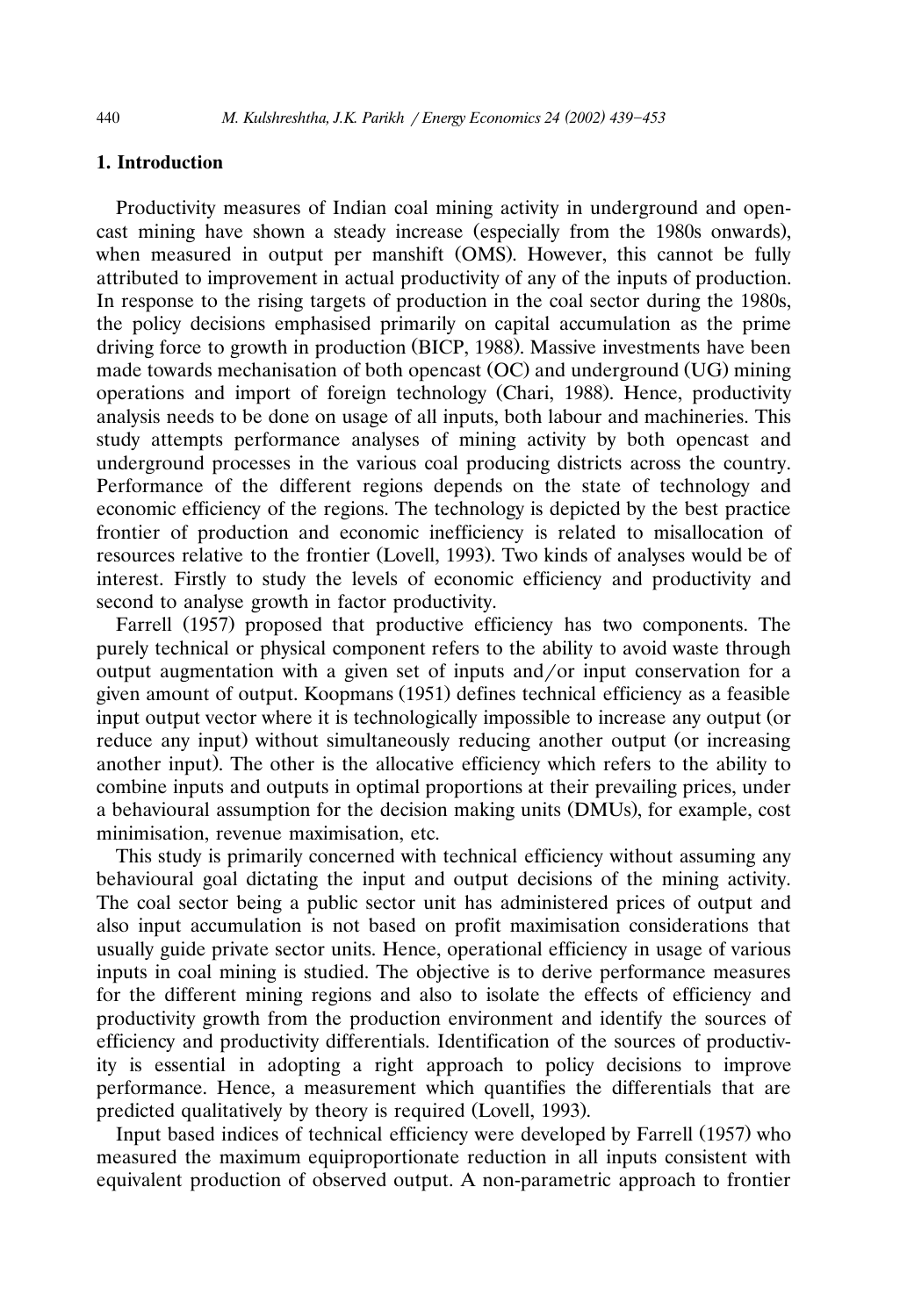## 1. Introduction

Productivity measures of Indian coal mining activity in underground and opencast mining have shown a steady increase (especially from the 1980s onwards), when measured in output per manshift (OMS). However, this cannot be fully attributed to improvement in actual productivity of any of the inputs of production. In response to the rising targets of production in the coal sector during the 1980s, the policy decisions emphasised primarily on capital accumulation as the prime driving force to growth in production (BICP, 1988). Massive investments have been made towards mechanisation of both opencast (OC) and underground (UG) mining operations and import of foreign technology (Chari, 1988). Hence, productivity analysis needs to be done on usage of all inputs, both labour and machineries. This study attempts performance analyses of mining activity by both opencast and underground processes in the various coal producing districts across the country. Performance of the different regions depends on the state of technology and economic efficiency of the regions. The technology is depicted by the best practice frontier of production and economic inefficiency is related to misallocation of resources relative to the frontier (Lovell, 1993). Two kinds of analyses would be of interest. Firstly to study the levels of economic efficiency and productivity and second to analyse growth in factor productivity.

Farrell (1957) proposed that productive efficiency has two components. The purely technical or physical component refers to the ability to avoid waste through output augmentation with a given set of inputs and/or input conservation for a given amount of output. Koopmans (1951) defines technical efficiency as a feasible input output vector where it is technologically impossible to increase any output (or reduce any input) without simultaneously reducing another output (or increasing another input). The other is the allocative efficiency which refers to the ability to combine inputs and outputs in optimal proportions at their prevailing prices, under a behavioural assumption for the decision making units (DMUs), for example, cost minimisation, revenue maximisation, etc.

This study is primarily concerned with technical efficiency without assuming any behavioural goal dictating the input and output decisions of the mining activity. The coal sector being a public sector unit has administered prices of output and also input accumulation is not based on profit maximisation considerations that usually guide private sector units. Hence, operational efficiency in usage of various inputs in coal mining is studied. The objective is to derive performance measures for the different mining regions and also to isolate the effects of efficiency and productivity growth from the production environment and identify the sources of efficiency and productivity differentials. Identification of the sources of productivity is essential in adopting a right approach to policy decisions to improve performance. Hence, a measurement which quantifies the differentials that are predicted qualitatively by theory is required (Lovell, 1993).

Input based indices of technical efficiency were developed by Farrell (1957) who measured the maximum equiproportionate reduction in all inputs consistent with equivalent production of observed output. A non-parametric approach to frontier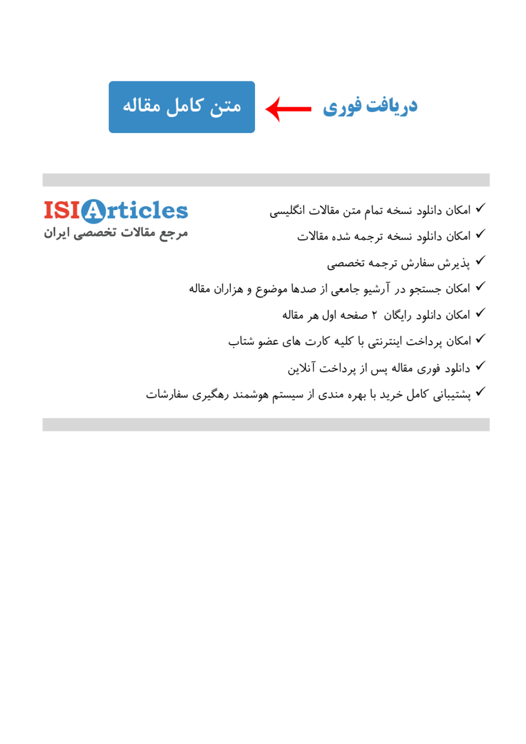دریافت فوری ← متن کامل مقاله

**ISIArticles**
مرجع مقالات تخصصی ایران

- ✓ امکان دانلود نسخه تمام متن مقالات انگلیسی
- ✓ امکان دانلود نسخه ترجمه شده مقالات
- ✓ پذیرش سفارش ترجمه تخصصی
- ✓ امکان جستجو در آرشیو جامعی از صدها موضوع و هزاران مقاله
- ✓ امکان دانلود رایگان ۲ صفحه اول هر مقاله
- ✓ امکان پرداخت اینترنتی با کلیه کارت های عضو شتاب
- ✓ دانلود فوری مقاله پس از پرداخت آنلاین
- ✓ پشتیبانی کامل خرید با بهره مندی از سیستم هوشمند رهگیری سفارشات